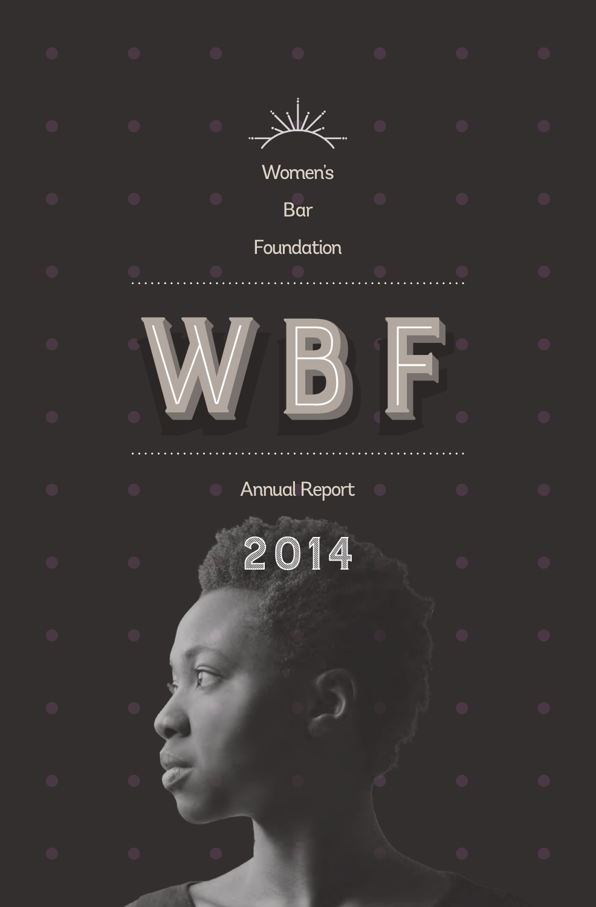Women's Bar Foundation

# WBF

Annual Report

## 2014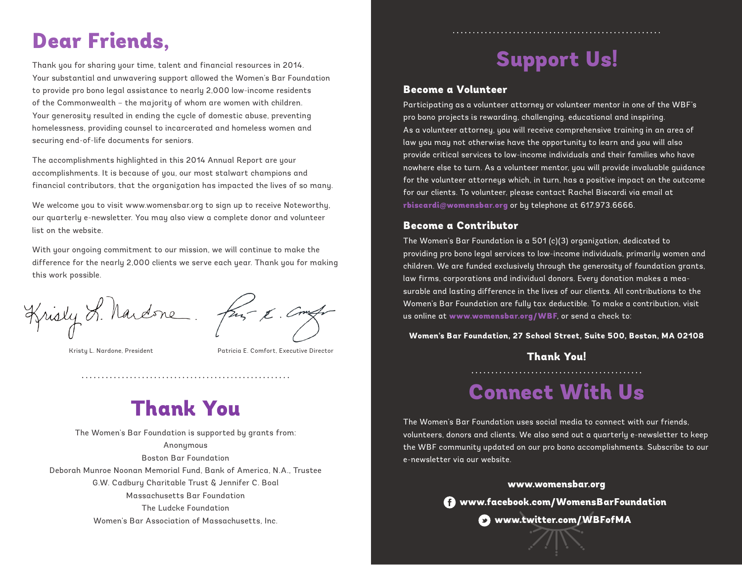# Dear Friends,

Thank you for sharing your time, talent and financial resources in 2014. Your substantial and unwavering support allowed the Women's Bar Foundation to provide pro bono legal assistance to nearly 2,000 low-income residents of the Commonwealth – the majority of whom are women with children. Your generosity resulted in ending the cycle of domestic abuse, preventing homelessness, providing counsel to incarcerated and homeless women and securing end-of-life documents for seniors.

The accomplishments highlighted in this 2014 Annual Report are your accomplishments. It is because of you, our most stalwart champions and financial contributors, that the organization has impacted the lives of so many.

We welcome you to visit www.womensbar.org to sign up to receive Noteworthy, our quarterly e-newsletter. You may also view a complete donor and volunteer list on the website.

With your ongoing commitment to our mission, we will continue to make the difference for the nearly 2,000 clients we serve each year. Thank you for making this work possible.

Kristy L. Nardone, President

Patricia E. Comfort, Executive Director

# Thank You

The Women's Bar Foundation is supported by grants from:

Anonymous
Boston Bar Foundation
Deborah Munroe Noonan Memorial Fund, Bank of America, N.A., Trustee
G.W. Cadbury Charitable Trust & Jennifer C. Boal
Massachusetts Bar Foundation
The Ludcke Foundation
Women's Bar Association of Massachusetts, Inc.

# Support Us!

### Become a Volunteer

Participating as a volunteer attorney or volunteer mentor in one of the WBF's pro bono projects is rewarding, challenging, educational and inspiring. As a volunteer attorney, you will receive comprehensive training in an area of law you may not otherwise have the opportunity to learn and you will also provide critical services to low-income individuals and their families who have nowhere else to turn. As a volunteer mentor, you will provide invaluable guidance for the volunteer attorneys which, in turn, has a positive impact on the outcome for our clients. To volunteer, please contact Rachel Biscardi via email at **rbiscardi@womensbar.org** or by telephone at 617.973.6666.

### Become a Contributor

The Women's Bar Foundation is a 501 (c)(3) organization, dedicated to providing pro bono legal services to low-income individuals, primarily women and children. We are funded exclusively through the generosity of foundation grants, law firms, corporations and individual donors. Every donation makes a measurable and lasting difference in the lives of our clients. All contributions to the Women's Bar Foundation are fully tax deductible. To make a contribution, visit us online at **www.womensbar.org/WBF**, or send a check to:

**Women's Bar Foundation, 27 School Street, Suite 500, Boston, MA 02108**

**Thank You!**

# Connect With Us

The Women's Bar Foundation uses social media to connect with our friends, volunteers, donors and clients. We also send out a quarterly e-newsletter to keep the WBF community updated on our pro bono accomplishments. Subscribe to our e-newsletter via our website.

**www.womensbar.org**

**www.facebook.com/WomensBarFoundation**

**www.twitter.com/WBFofMA**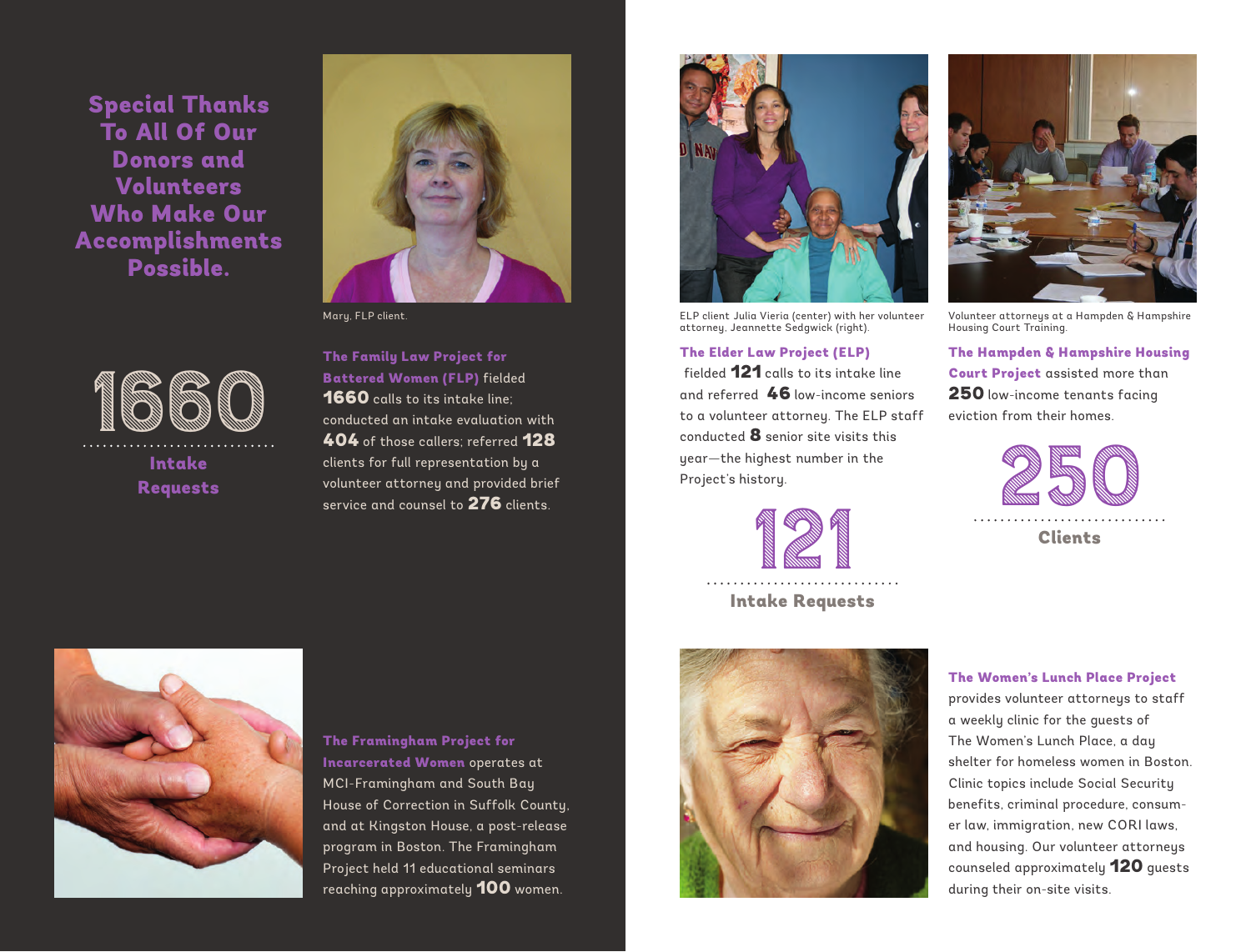## Special Thanks To All Of Our Donors and Volunteers Who Make Our Accomplishments Possible.

**1660**

**Intake Requests**

Mary, FLP client.

**The Family Law Project for Battered Women (FLP)** fielded **1660** calls to its intake line; conducted an intake evaluation with **404** of those callers; referred **128** clients for full representation by a volunteer attorney and provided brief service and counsel to **276** clients.

ELP client Julia Vieria (center) with her volunteer attorney, Jeannette Sedgwick (right).

**The Elder Law Project (ELP)** fielded **121** calls to its intake line and referred **46** low-income seniors to a volunteer attorney. The ELP staff conducted **8** senior site visits this year—the highest number in the Project's history.

**121**

**Intake Requests**

Volunteer attorneys at a Hampden & Hampshire Housing Court Training.

**The Hampden & Hampshire Housing Court Project** assisted more than **250** low-income tenants facing eviction from their homes.

**250**

**Clients**

**The Framingham Project for Incarcerated Women** operates at MCI-Framingham and South Bay House of Correction in Suffolk County, and at Kingston House, a post-release program in Boston. The Framingham Project held 11 educational seminars reaching approximately **100** women.

**The Women's Lunch Place Project** provides volunteer attorneys to staff a weekly clinic for the guests of The Women's Lunch Place, a day shelter for homeless women in Boston. Clinic topics include Social Security benefits, criminal procedure, consumer law, immigration, new CORI laws, and housing. Our volunteer attorneys counseled approximately **120** guests during their on-site visits.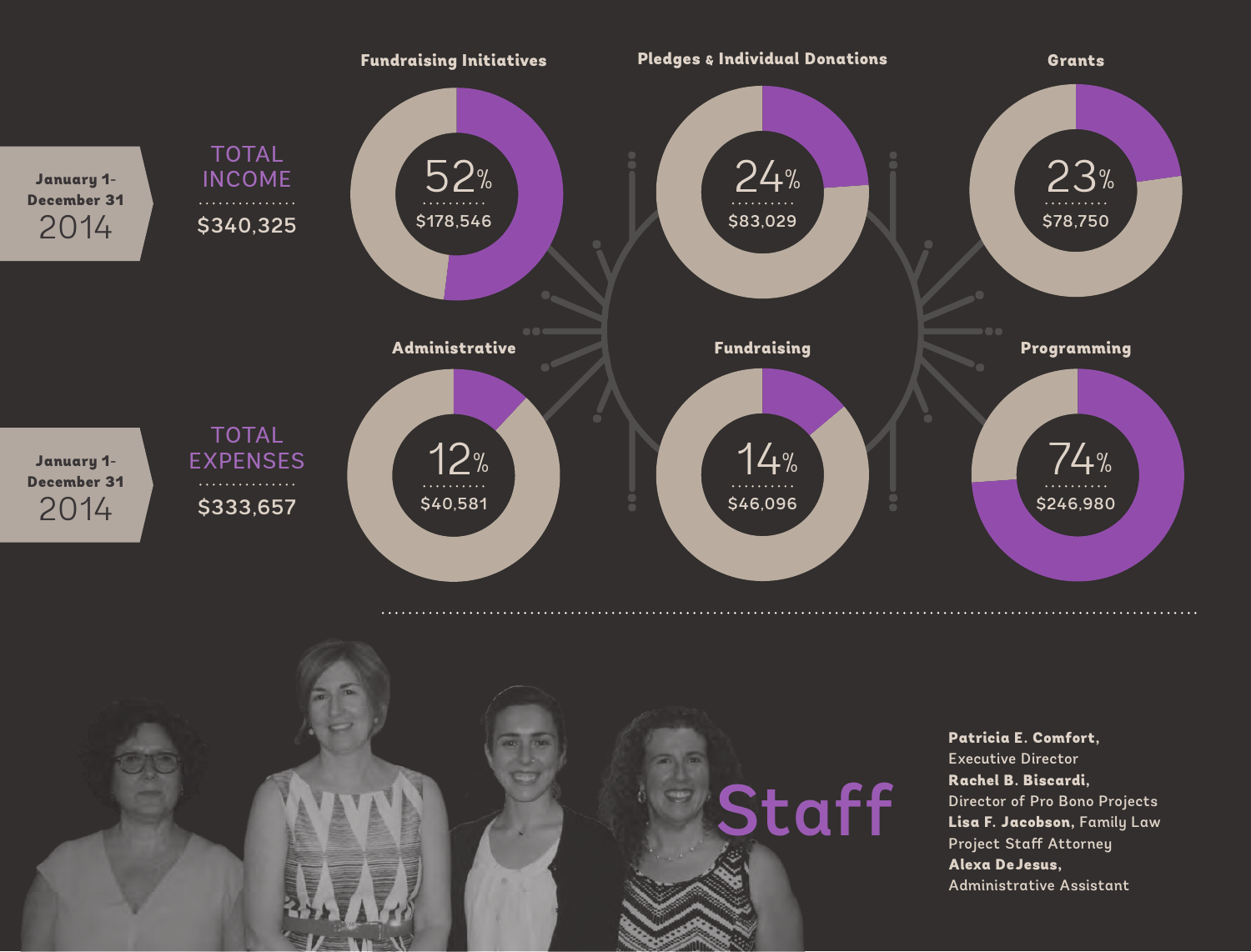## January 1- December 31 2014

### TOTAL INCOME

$340,325

| Fundraising Initiatives | Pledges & Individual Donations | Grants |
| --- | --- | --- |
| 52% | 24% | 23% |
| $178,546 | $83,029 | $78,750 |

## January 1- December 31 2014

### TOTAL EXPENSES

$333,657

| Administrative | Fundraising | Programming |
| --- | --- | --- |
| 12% | 14% | 74% |
| $40,581 | $46,096 | $246,980 |

## Staff

**Patricia E. Comfort**, Executive Director

**Rachel B. Biscardi**, Director of Pro Bono Projects

**Lisa F. Jacobson**, Family Law Project Staff Attorney

**Alexa DeJesus**, Administrative Assistant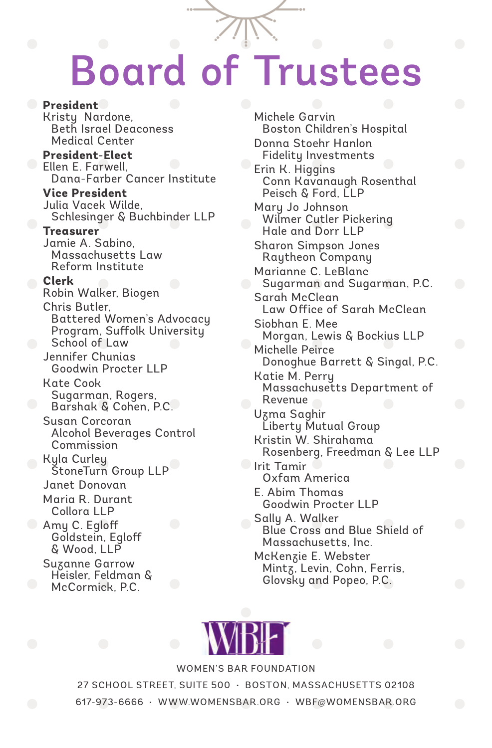# Board of Trustees

**President**
Kristy Nardone,
Beth Israel Deaconess Medical Center

**President-Elect**
Ellen E. Farwell,
Dana-Farber Cancer Institute

**Vice President**
Julia Vacek Wilde,
Schlesinger & Buchbinder LLP

**Treasurer**
Jamie A. Sabino,
Massachusetts Law Reform Institute

**Clerk**
Robin Walker, Biogen

Chris Butler,
Battered Women's Advocacy Program, Suffolk University School of Law

Jennifer Chunias
Goodwin Procter LLP

Kate Cook
Sugarman, Rogers, Barshak & Cohen, P.C.

Susan Corcoran
Alcohol Beverages Control Commission

Kyla Curley
StoneTurn Group LLP

Janet Donovan

Maria R. Durant
Collora LLP

Amy C. Egloff
Goldstein, Egloff & Wood, LLP

Suzanne Garrow
Heisler, Feldman & McCormick, P.C.

Michele Garvin
Boston Children's Hospital

Donna Stoehr Hanlon
Fidelity Investments

Erin K. Higgins
Conn Kavanaugh Rosenthal Peisch & Ford, LLP

Mary Jo Johnson
Wilmer Cutler Pickering Hale and Dorr LLP

Sharon Simpson Jones
Raytheon Company

Marianne C. LeBlanc
Sugarman and Sugarman, P.C.

Sarah McClean
Law Office of Sarah McClean

Siobhan E. Mee
Morgan, Lewis & Bockius LLP

Michelle Peirce
Donoghue Barrett & Singal, P.C.

Katie M. Perry
Massachusetts Department of Revenue

Uzma Saghir
Liberty Mutual Group

Kristin W. Shirahama
Rosenberg, Freedman & Lee LLP

Irit Tamir
Oxfam America

E. Abim Thomas
Goodwin Procter LLP

Sally A. Walker
Blue Cross and Blue Shield of Massachusetts, Inc.

McKenzie E. Webster
Mintz, Levin, Cohn, Ferris, Glovsky and Popeo, P.C.

WBF

WOMEN'S BAR FOUNDATION

27 SCHOOL STREET, SUITE 500 · BOSTON, MASSACHUSETTS 02108

617-973-6666 · WWW.WOMENSBAR.ORG · WBF@WOMENSBAR.ORG